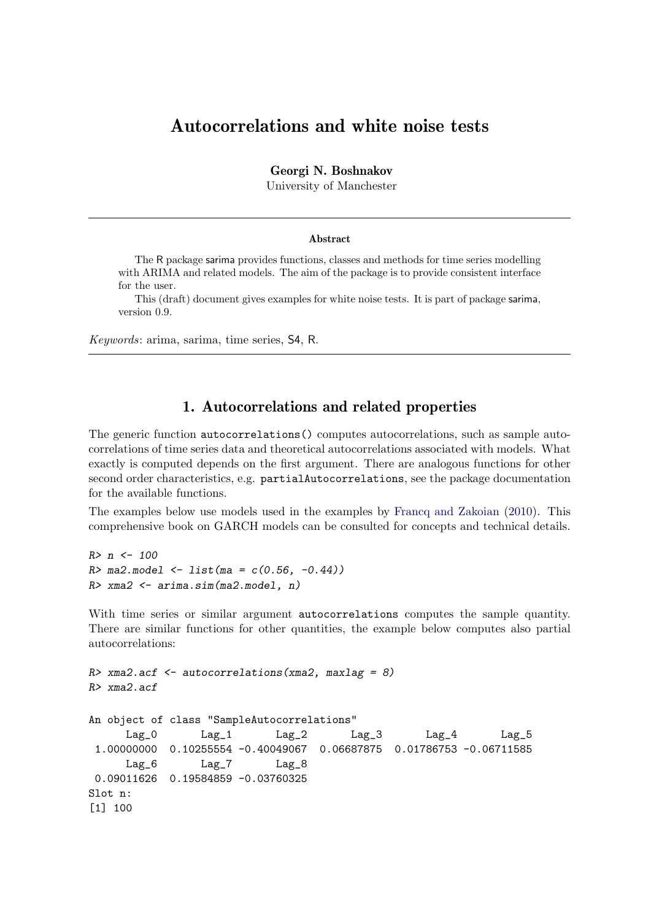# Autocorrelations and white noise tests

**Georgi N. Boshnakov**
University of Manchester

---

**Abstract**

The R package sarima provides functions, classes and methods for time series modelling with ARIMA and related models. The aim of the package is to provide consistent interface for the user.

This (draft) document gives examples for white noise tests. It is part of package sarima, version 0.9.

*Keywords*: arima, sarima, time series, S4, R.

---

## 1. Autocorrelations and related properties

The generic function `autocorrelations()` computes autocorrelations, such as sample autocorrelations of time series data and theoretical autocorrelations associated with models. What exactly is computed depends on the first argument. There are analogous functions for other second order characteristics, e.g. `partialAutocorrelations`, see the package documentation for the available functions.

The examples below use models used in the examples by Francq and Zakoian (2010). This comprehensive book on GARCH models can be consulted for concepts and technical details.

```
R> n <- 100
R> ma2.model <- list(ma = c(0.56, -0.44))
R> xma2 <- arima.sim(ma2.model, n)
```

With time series or similar argument `autocorrelations` computes the sample quantity. There are similar functions for other quantities, the example below computes also partial autocorrelations:

```
R> xma2.acf <- autocorrelations(xma2, maxlag = 8)
R> xma2.acf

An object of class "SampleAutocorrelations"
      Lag_0       Lag_1       Lag_2       Lag_3       Lag_4       Lag_5 
 1.00000000  0.10255554 -0.40049067  0.06687875  0.01786753 -0.06711585 
      Lag_6       Lag_7       Lag_8 
 0.09011626  0.19584859 -0.03760325 
Slot n:
[1] 100
```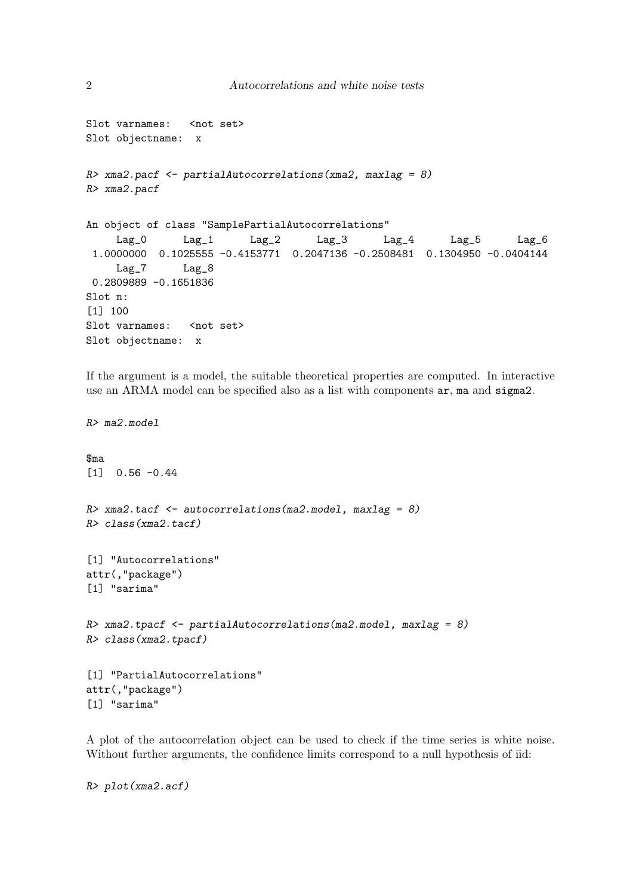```
Slot varnames:   <not set>
Slot objectname:  x
```

```
R> xma2.pacf <- partialAutocorrelations(xma2, maxlag = 8)
R> xma2.pacf
```

```
An object of class "SamplePartialAutocorrelations"
     Lag_0      Lag_1      Lag_2      Lag_3      Lag_4      Lag_5      Lag_6
 1.0000000  0.1025555 -0.4153771  0.2047136 -0.2508481  0.1304950 -0.0404144
     Lag_7      Lag_8
 0.2809889 -0.1651836
Slot n:
[1] 100
Slot varnames:   <not set>
Slot objectname:  x
```

If the argument is a model, the suitable theoretical properties are computed. In interactive use an ARMA model can be specified also as a list with components `ar`, `ma` and `sigma2`.

```
R> ma2.model
```

```
$ma
[1]  0.56 -0.44
```

```
R> xma2.tacf <- autocorrelations(ma2.model, maxlag = 8)
R> class(xma2.tacf)
```

```
[1] "Autocorrelations"
attr(,"package")
[1] "sarima"
```

```
R> xma2.tpacf <- partialAutocorrelations(ma2.model, maxlag = 8)
R> class(xma2.tpacf)
```

```
[1] "PartialAutocorrelations"
attr(,"package")
[1] "sarima"
```

A plot of the autocorrelation object can be used to check if the time series is white noise. Without further arguments, the confidence limits correspond to a null hypothesis of iid:

```
R> plot(xma2.acf)
```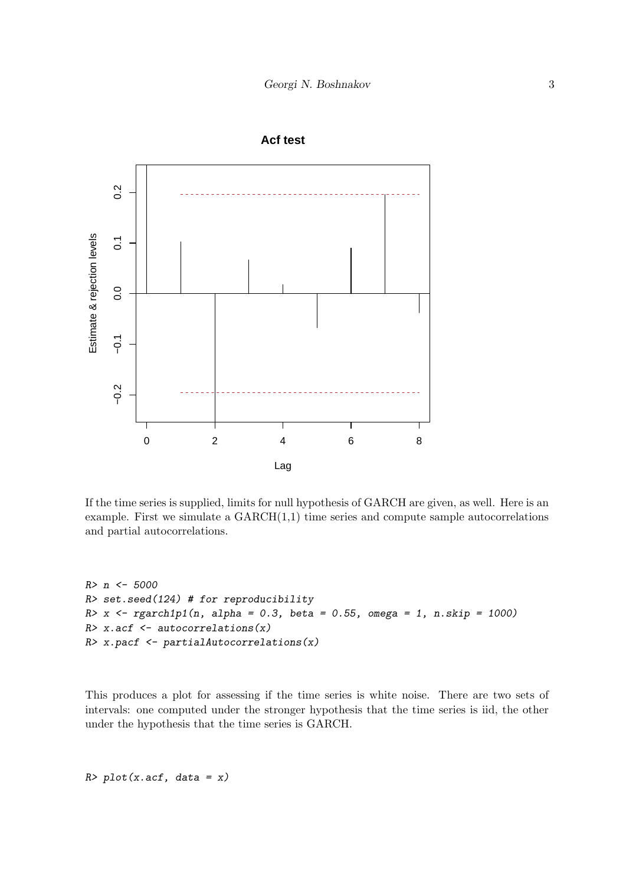If the time series is supplied, limits for null hypothesis of GARCH are given, as well. Here is an example. First we simulate a GARCH(1,1) time series and compute sample autocorrelations and partial autocorrelations.

```
R> n <- 5000
R> set.seed(124) # for reproducibility
R> x <- rgarch1p1(n, alpha = 0.3, beta = 0.55, omega = 1, n.skip = 1000)
R> x.acf <- autocorrelations(x)
R> x.pacf <- partialAutocorrelations(x)
```

This produces a plot for assessing if the time series is white noise. There are two sets of intervals: one computed under the stronger hypothesis that the time series is iid, the other under the hypothesis that the time series is GARCH.

```
R> plot(x.acf, data = x)
```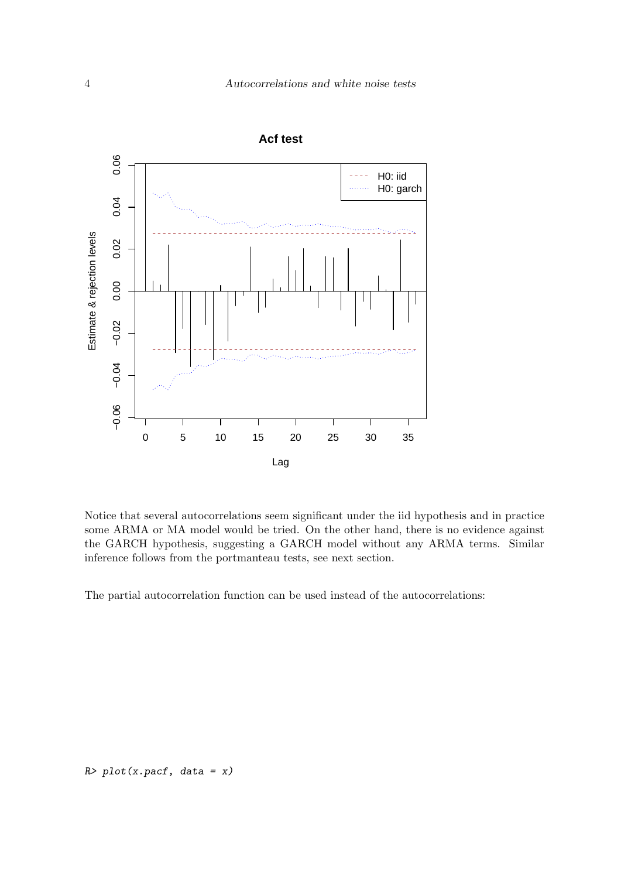Notice that several autocorrelations seem significant under the iid hypothesis and in practice some ARMA or MA model would be tried. On the other hand, there is no evidence against the GARCH hypothesis, suggesting a GARCH model without any ARMA terms. Similar inference follows from the portmanteau tests, see next section.

The partial autocorrelation function can be used instead of the autocorrelations:

```
R> plot(x.pacf, data = x)
```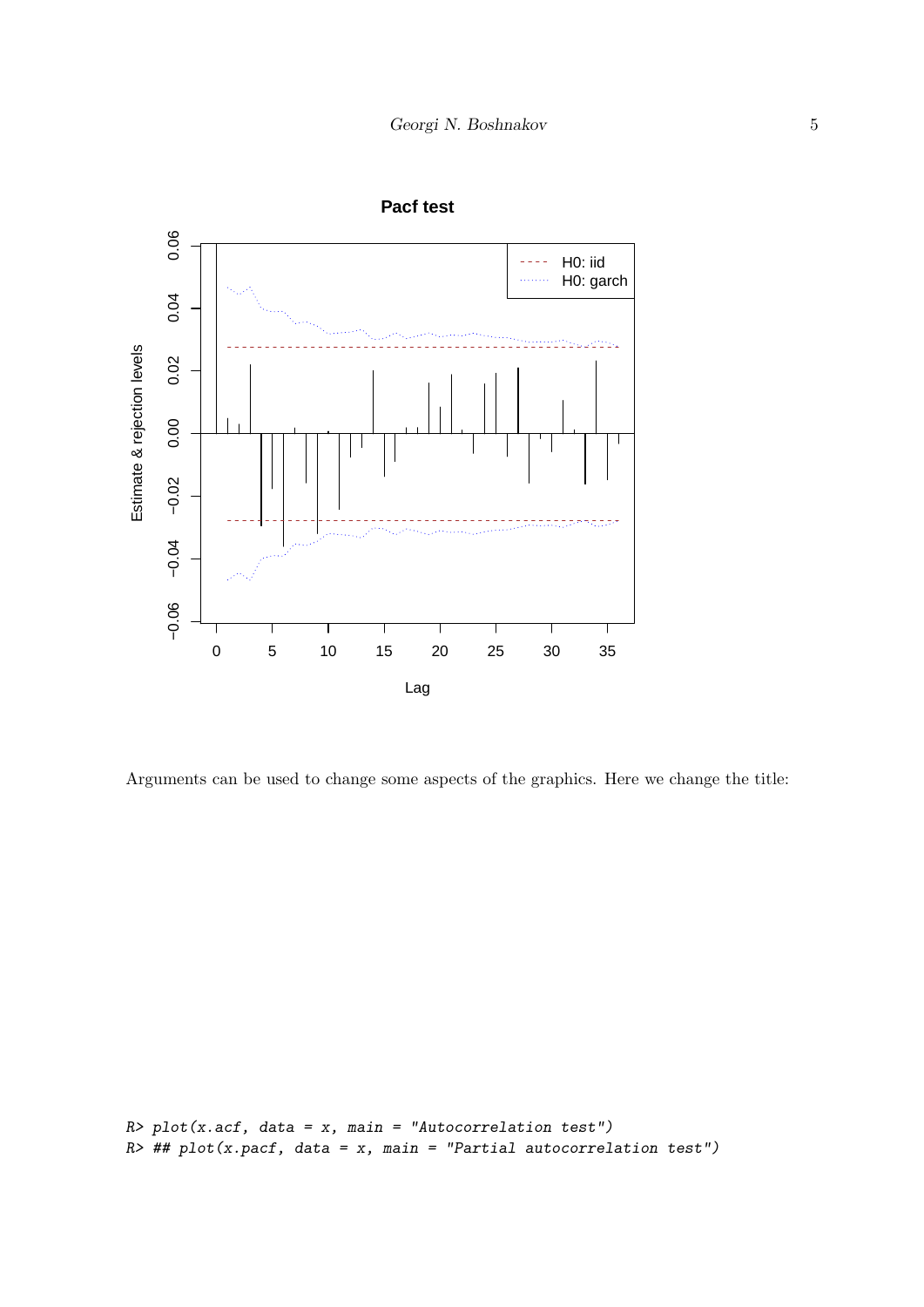Arguments can be used to change some aspects of the graphics. Here we change the title:

```
R> plot(x.acf, data = x, main = "Autocorrelation test")
R> ## plot(x.pacf, data = x, main = "Partial autocorrelation test")
```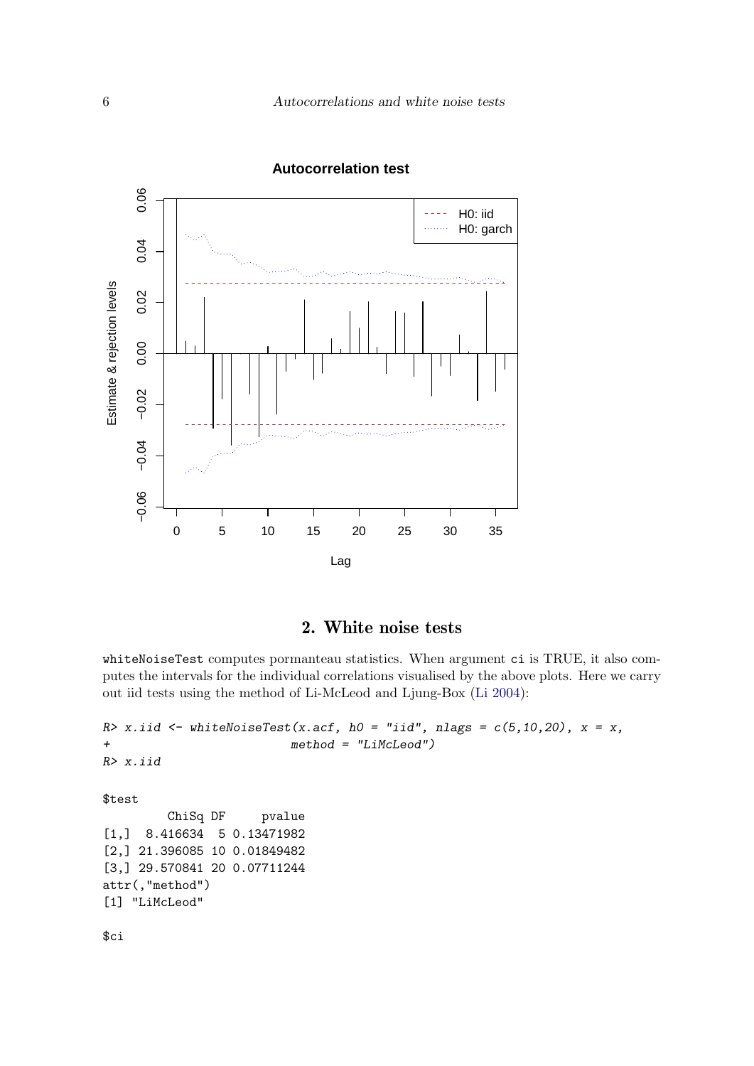## 2. White noise tests

whiteNoiseTest computes pormanteau statistics. When argument ci is TRUE, it also computes the intervals for the individual correlations visualised by the above plots. Here we carry out iid tests using the method of Li-McLeod and Ljung-Box (Li 2004):

```
R> x.iid <- whiteNoiseTest(x.acf, h0 = "iid", nlags = c(5,10,20), x = x,
+                          method = "LiMcLeod")
R> x.iid

$test
         ChiSq DF     pvalue
[1,]  8.416634  5 0.13471982
[2,] 21.396085 10 0.01849482
[3,] 29.570841 20 0.07711244
attr(,"method")
[1] "LiMcLeod"

$ci
```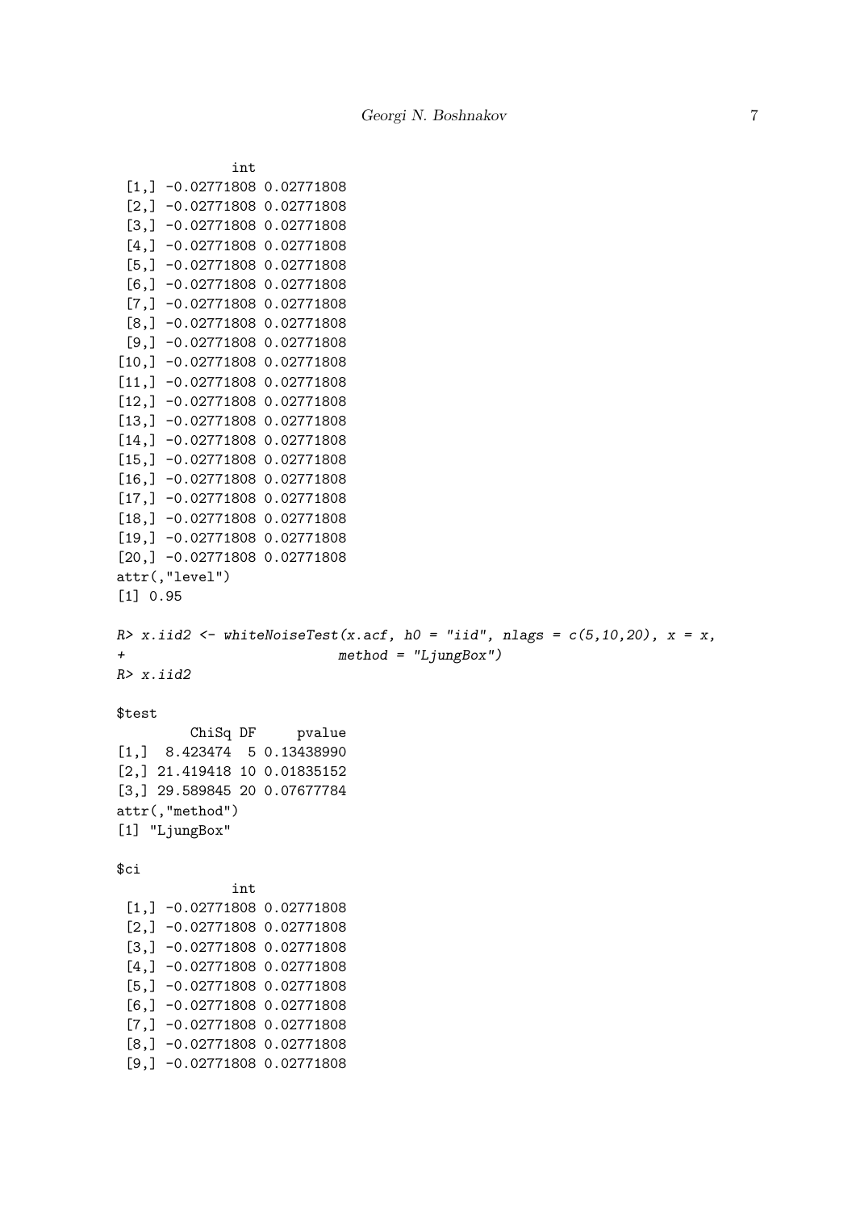```
            int
 [1,] -0.02771808 0.02771808
 [2,] -0.02771808 0.02771808
 [3,] -0.02771808 0.02771808
 [4,] -0.02771808 0.02771808
 [5,] -0.02771808 0.02771808
 [6,] -0.02771808 0.02771808
 [7,] -0.02771808 0.02771808
 [8,] -0.02771808 0.02771808
 [9,] -0.02771808 0.02771808
[10,] -0.02771808 0.02771808
[11,] -0.02771808 0.02771808
[12,] -0.02771808 0.02771808
[13,] -0.02771808 0.02771808
[14,] -0.02771808 0.02771808
[15,] -0.02771808 0.02771808
[16,] -0.02771808 0.02771808
[17,] -0.02771808 0.02771808
[18,] -0.02771808 0.02771808
[19,] -0.02771808 0.02771808
[20,] -0.02771808 0.02771808
attr(,"level")
[1] 0.95

R> x.iid2 <- whiteNoiseTest(x.acf, h0 = "iid", nlags = c(5,10,20), x = x,
+                          method = "LjungBox")
R> x.iid2

$test
          ChiSq DF     pvalue
[1,]  8.423474  5 0.13438990
[2,] 21.419418 10 0.01835152
[3,] 29.589845 20 0.07677784
attr(,"method")
[1] "LjungBox"

$ci
            int
 [1,] -0.02771808 0.02771808
 [2,] -0.02771808 0.02771808
 [3,] -0.02771808 0.02771808
 [4,] -0.02771808 0.02771808
 [5,] -0.02771808 0.02771808
 [6,] -0.02771808 0.02771808
 [7,] -0.02771808 0.02771808
 [8,] -0.02771808 0.02771808
 [9,] -0.02771808 0.02771808
```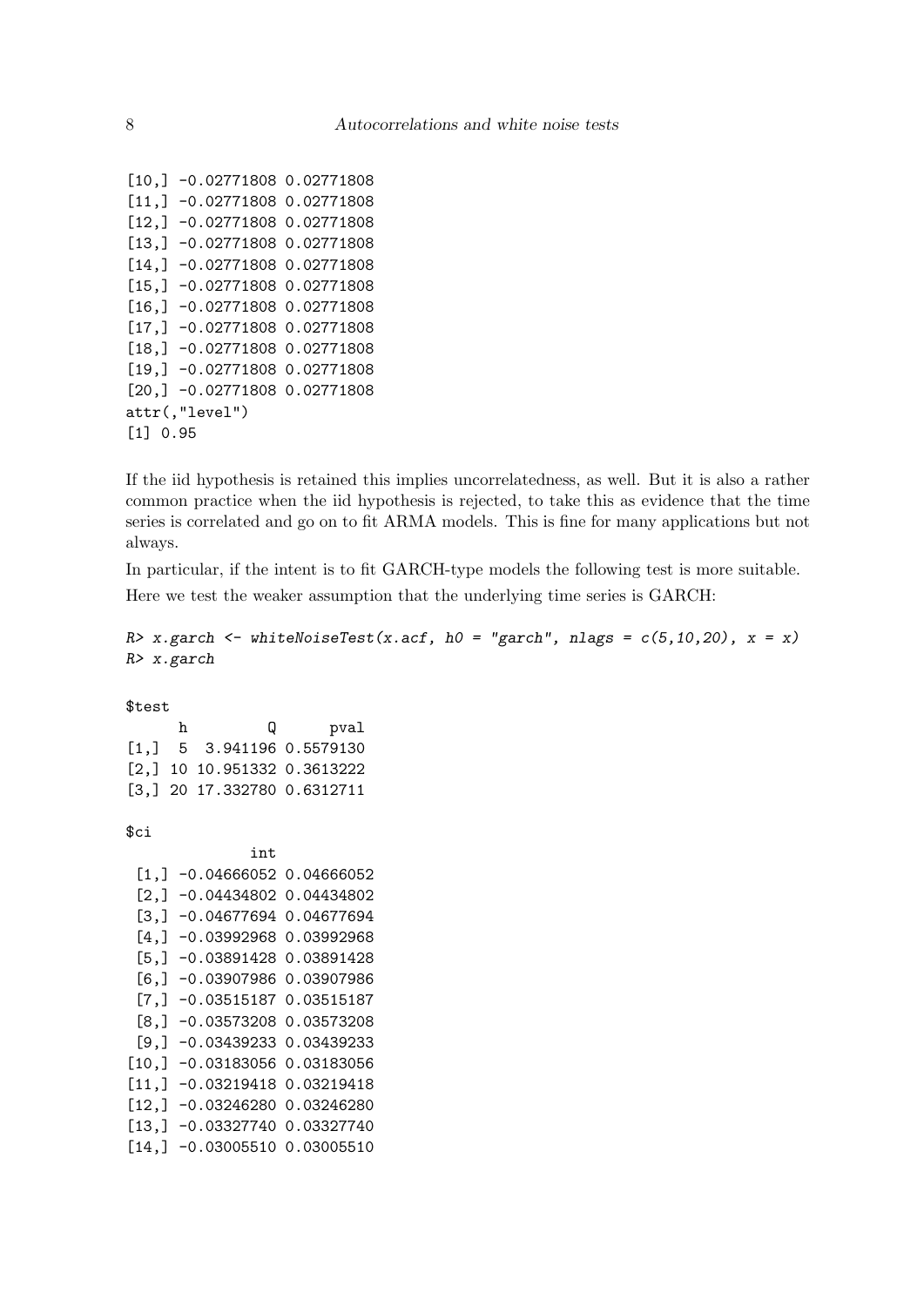```
[10,] -0.02771808 0.02771808
[11,] -0.02771808 0.02771808
[12,] -0.02771808 0.02771808
[13,] -0.02771808 0.02771808
[14,] -0.02771808 0.02771808
[15,] -0.02771808 0.02771808
[16,] -0.02771808 0.02771808
[17,] -0.02771808 0.02771808
[18,] -0.02771808 0.02771808
[19,] -0.02771808 0.02771808
[20,] -0.02771808 0.02771808
attr(,"level")
[1] 0.95
```

If the iid hypothesis is retained this implies uncorrelatedness, as well. But it is also a rather common practice when the iid hypothesis is rejected, to take this as evidence that the time series is correlated and go on to fit ARMA models. This is fine for many applications but not always.

In particular, if the intent is to fit GARCH-type models the following test is more suitable. Here we test the weaker assumption that the underlying time series is GARCH:

```
R> x.garch <- whiteNoiseTest(x.acf, h0 = "garch", nlags = c(5,10,20), x = x)
R> x.garch

$test
      h         Q      pval
[1,]  5  3.941196 0.5579130
[2,] 10 10.951332 0.3613222
[3,] 20 17.332780 0.6312711

$ci
              int
 [1,] -0.04666052 0.04666052
 [2,] -0.04434802 0.04434802
 [3,] -0.04677694 0.04677694
 [4,] -0.03992968 0.03992968
 [5,] -0.03891428 0.03891428
 [6,] -0.03907986 0.03907986
 [7,] -0.03515187 0.03515187
 [8,] -0.03573208 0.03573208
 [9,] -0.03439233 0.03439233
[10,] -0.03183056 0.03183056
[11,] -0.03219418 0.03219418
[12,] -0.03246280 0.03246280
[13,] -0.03327740 0.03327740
[14,] -0.03005510 0.03005510
```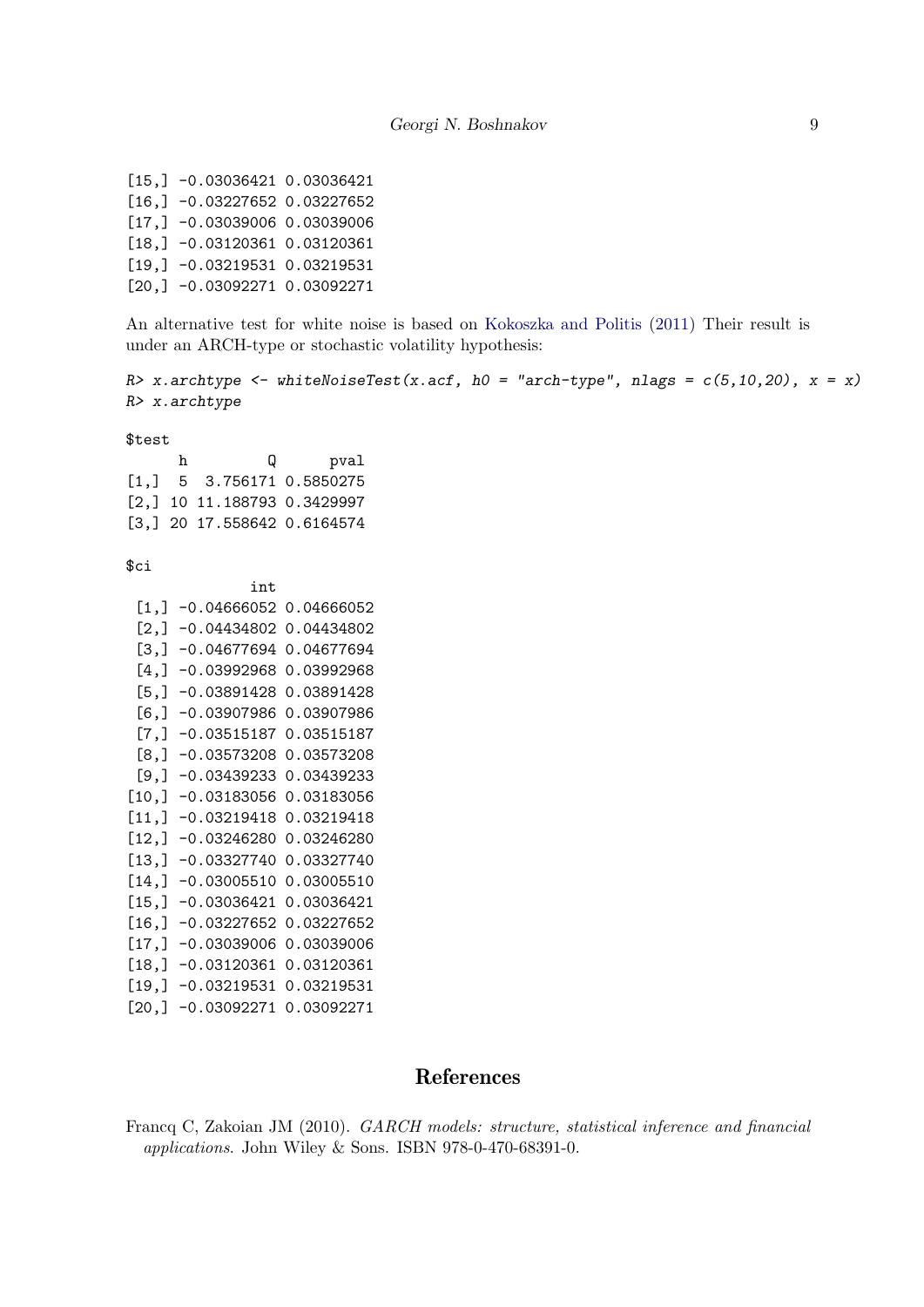```
[15,] -0.03036421 0.03036421
[16,] -0.03227652 0.03227652
[17,] -0.03039006 0.03039006
[18,] -0.03120361 0.03120361
[19,] -0.03219531 0.03219531
[20,] -0.03092271 0.03092271
```

An alternative test for white noise is based on Kokoszka and Politis (2011) Their result is under an ARCH-type or stochastic volatility hypothesis:

```
R> x.archtype <- whiteNoiseTest(x.acf, h0 = "arch-type", nlags = c(5,10,20), x = x)
R> x.archtype

$test
      h         Q      pval
[1,]  5  3.756171 0.5850275
[2,] 10 11.188793 0.3429997
[3,] 20 17.558642 0.6164574

$ci
              int
 [1,] -0.04666052 0.04666052
 [2,] -0.04434802 0.04434802
 [3,] -0.04677694 0.04677694
 [4,] -0.03992968 0.03992968
 [5,] -0.03891428 0.03891428
 [6,] -0.03907986 0.03907986
 [7,] -0.03515187 0.03515187
 [8,] -0.03573208 0.03573208
 [9,] -0.03439233 0.03439233
[10,] -0.03183056 0.03183056
[11,] -0.03219418 0.03219418
[12,] -0.03246280 0.03246280
[13,] -0.03327740 0.03327740
[14,] -0.03005510 0.03005510
[15,] -0.03036421 0.03036421
[16,] -0.03227652 0.03227652
[17,] -0.03039006 0.03039006
[18,] -0.03120361 0.03120361
[19,] -0.03219531 0.03219531
[20,] -0.03092271 0.03092271
```

## References

Francq C, Zakoian JM (2010). *GARCH models: structure, statistical inference and financial applications*. John Wiley & Sons. ISBN 978-0-470-68391-0.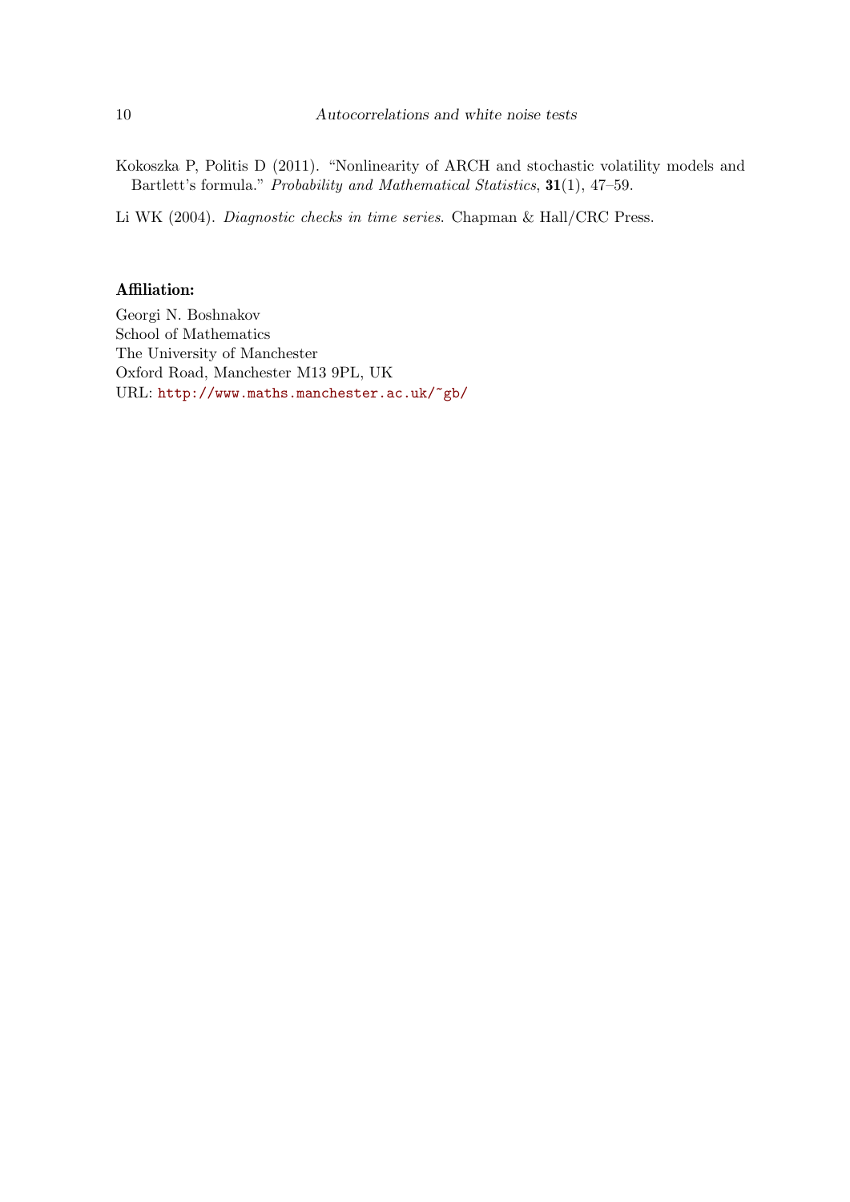Kokoszka P, Politis D (2011). "Nonlinearity of ARCH and stochastic volatility models and Bartlett's formula." *Probability and Mathematical Statistics*, **31**(1), 47–59.

Li WK (2004). *Diagnostic checks in time series*. Chapman & Hall/CRC Press.

**Affiliation:**

Georgi N. Boshnakov
School of Mathematics
The University of Manchester
Oxford Road, Manchester M13 9PL, UK
URL: http://www.maths.manchester.ac.uk/~gb/